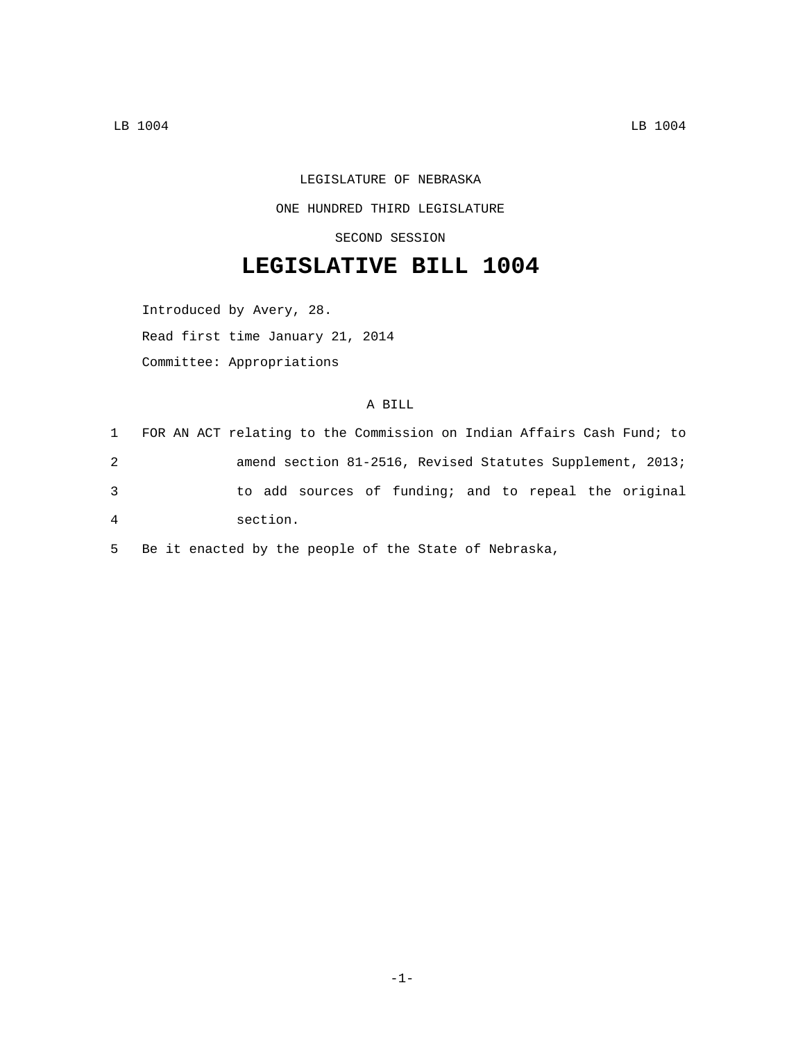LEGISLATURE OF NEBRASKA

ONE HUNDRED THIRD LEGISLATURE

SECOND SESSION

# LEGISLATIVE BILL 1004

Introduced by Avery, 28.

Read first time January 21, 2014

Committee: Appropriations

A BILL

1 FOR AN ACT relating to the Commission on Indian Affairs Cash Fund; to
2 amend section 81-2516, Revised Statutes Supplement, 2013;
3 to add sources of funding; and to repeal the original
4 section.
5 Be it enacted by the people of the State of Nebraska,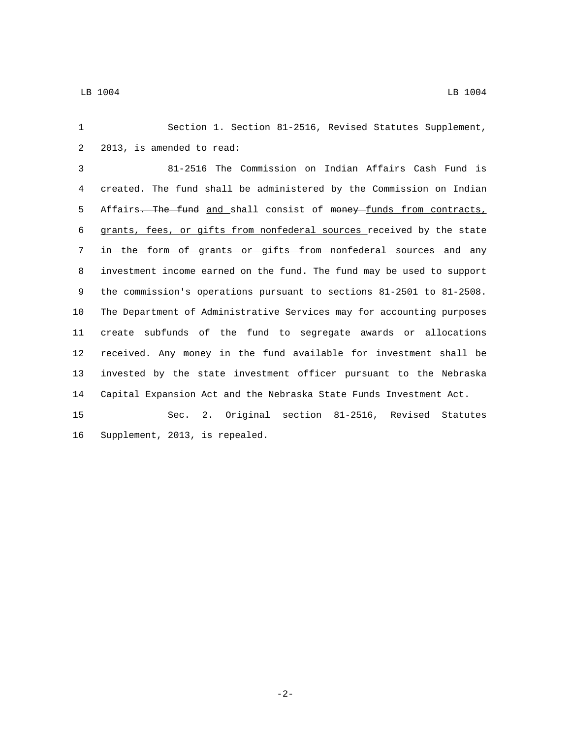Section 1. Section 81-2516, Revised Statutes Supplement, 2013, is amended to read:

81-2516 The Commission on Indian Affairs Cash Fund is created. The fund shall be administered by the Commission on Indian Affairs~~. The fund~~ <u>and</u> shall consist of ~~money~~ <u>funds from contracts, grants, fees, or gifts from nonfederal sources</u> received by the state ~~in the form of grants or gifts from nonfederal sources~~ and any investment income earned on the fund. The fund may be used to support the commission's operations pursuant to sections 81-2501 to 81-2508. The Department of Administrative Services may for accounting purposes create subfunds of the fund to segregate awards or allocations received. Any money in the fund available for investment shall be invested by the state investment officer pursuant to the Nebraska Capital Expansion Act and the Nebraska State Funds Investment Act.

Sec. 2. Original section 81-2516, Revised Statutes Supplement, 2013, is repealed.